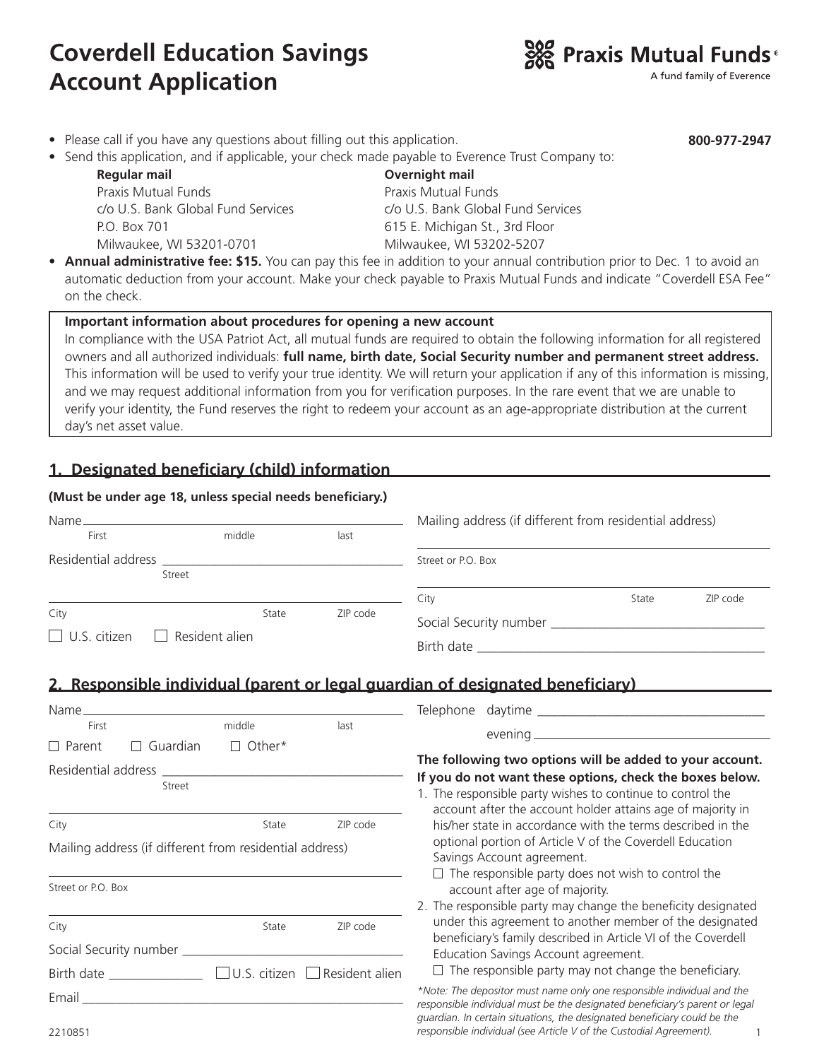# Coverdell Education Savings Account Application

**Praxis Mutual Funds®**
A fund family of Everence

- Please call if you have any questions about filling out this application. **800-977-2947**
- Send this application, and if applicable, your check made payable to Everence Trust Company to:

| **Regular mail** | **Overnight mail** |
|---|---|
| Praxis Mutual Funds | Praxis Mutual Funds |
| c/o U.S. Bank Global Fund Services | c/o U.S. Bank Global Fund Services |
| P.O. Box 701 | 615 E. Michigan St., 3rd Floor |
| Milwaukee, WI 53201-0701 | Milwaukee, WI 53202-5207 |

- **Annual administrative fee: $15.** You can pay this fee in addition to your annual contribution prior to Dec. 1 to avoid an automatic deduction from your account. Make your check payable to Praxis Mutual Funds and indicate "Coverdell ESA Fee" on the check.

**Important information about procedures for opening a new account**
In compliance with the USA Patriot Act, all mutual funds are required to obtain the following information for all registered owners and all authorized individuals: **full name, birth date, Social Security number and permanent street address.** This information will be used to verify your true identity. We will return your application if any of this information is missing, and we may request additional information from you for verification purposes. In the rare event that we are unable to verify your identity, the Fund reserves the right to redeem your account as an age-appropriate distribution at the current day's net asset value.

## 1. Designated beneficiary (child) information

**(Must be under age 18, unless special needs beneficiary.)**

Name ______________________________
First middle last

Residential address ______________________________
Street

______________________________
City State ZIP code

☐ U.S. citizen ☐ Resident alien

Mailing address (if different from residential address)

______________________________
Street or P.O. Box

______________________________
City State ZIP code

Social Security number ______________________________

Birth date ______________________________

## 2. Responsible individual (parent or legal guardian of designated beneficiary)

Name ______________________________
First middle last

☐ Parent ☐ Guardian ☐ Other*

Residential address ______________________________
Street

______________________________
City State ZIP code

Mailing address (if different from residential address)

______________________________
Street or P.O. Box

______________________________
City State ZIP code

Social Security number ______________________________

Birth date ______________ ☐ U.S. citizen ☐ Resident alien

Email ______________________________

Telephone daytime ______________________________

evening ______________________________

**The following two options will be added to your account. If you do not want these options, check the boxes below.**

1. The responsible party wishes to continue to control the account after the account holder attains age of majority in his/her state in accordance with the terms described in the optional portion of Article V of the Coverdell Education Savings Account agreement.
   ☐ The responsible party does not wish to control the account after age of majority.
2. The responsible party may change the beneficity designated under this agreement to another member of the designated beneficiary's family described in Article VI of the Coverdell Education Savings Account agreement.
   ☐ The responsible party may not change the beneficiary.

*\*Note: The depositor must name only one responsible individual and the responsible individual must be the designated beneficiary's parent or legal guardian. In certain situations, the designated beneficiary could be the responsible individual (see Article V of the Custodial Agreement).*

2210851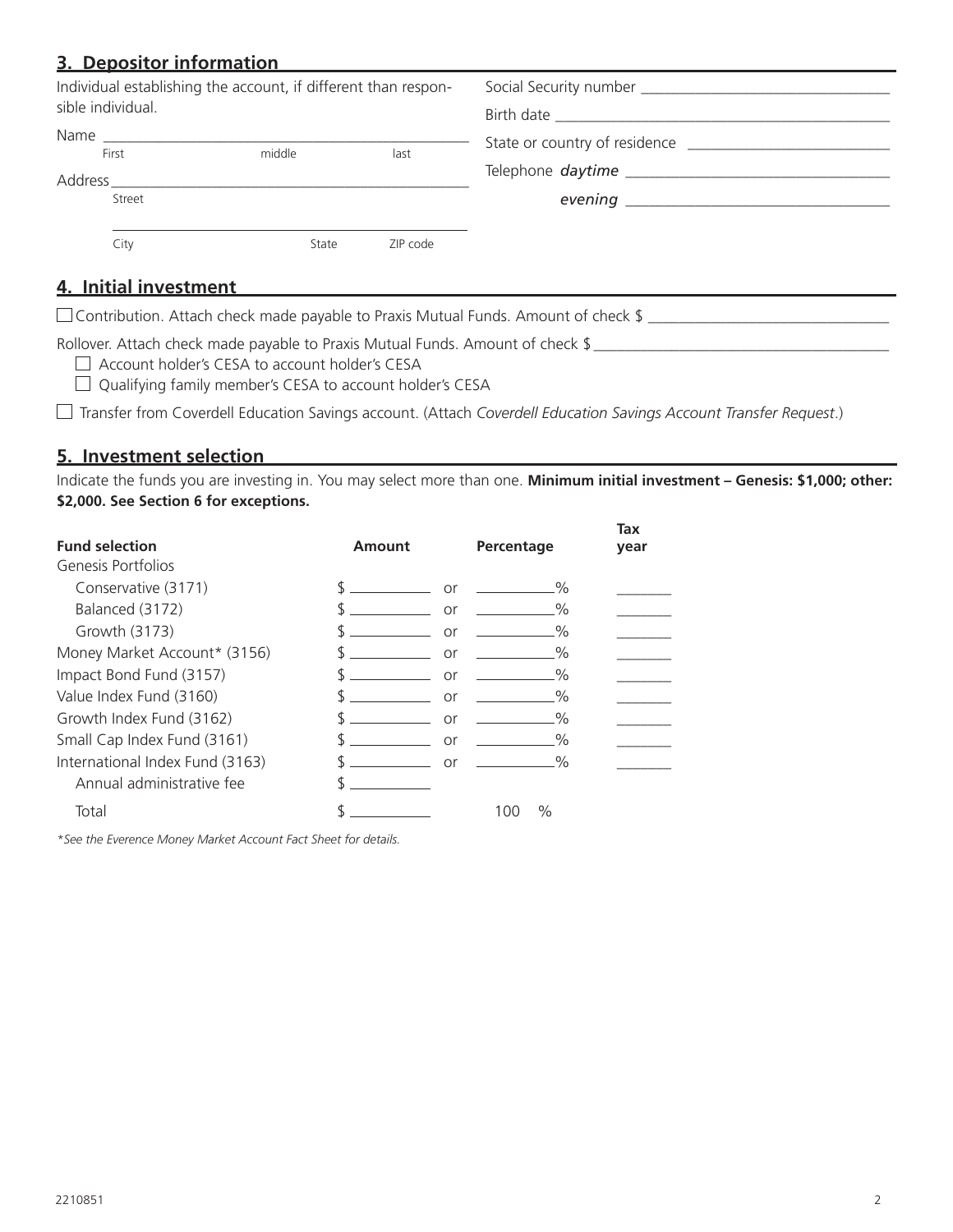## 3. Depositor information

Individual establishing the account, if different than responsible individual.

Name ______________________________________________
First middle last

Address ____________________________________________
Street

____________________________________________________
City State ZIP code

Social Security number ______________________________

Birth date ________________________________________

State or country of residence _______________________

Telephone *daytime* ________________________________

*evening* ________________________________

## 4. Initial investment

☐ Contribution. Attach check made payable to Praxis Mutual Funds. Amount of check $ ______________________________

Rollover. Attach check made payable to Praxis Mutual Funds. Amount of check $ ______________________________

- ☐ Account holder's CESA to account holder's CESA
- ☐ Qualifying family member's CESA to account holder's CESA

☐ Transfer from Coverdell Education Savings account. (Attach *Coverdell Education Savings Account Transfer Request*.)

## 5. Investment selection

Indicate the funds you are investing in. You may select more than one. **Minimum initial investment – Genesis: $1,000; other: $2,000. See Section 6 for exceptions.**

| Fund selection | Amount | | Percentage | Tax year |
|---|---|---|---|---|
| Genesis Portfolios | | | | |
| Conservative (3171) | $ ________ | or | ________% | ______ |
| Balanced (3172) | $ ________ | or | ________% | ______ |
| Growth (3173) | $ ________ | or | ________% | ______ |
| Money Market Account* (3156) | $ ________ | or | ________% | ______ |
| Impact Bond Fund (3157) | $ ________ | or | ________% | ______ |
| Value Index Fund (3160) | $ ________ | or | ________% | ______ |
| Growth Index Fund (3162) | $ ________ | or | ________% | ______ |
| Small Cap Index Fund (3161) | $ ________ | or | ________% | ______ |
| International Index Fund (3163) | $ ________ | or | ________% | ______ |
| Annual administrative fee | $ ________ | | | |
| Total | $ ________ | | 100 % | |

*\*See the Everence Money Market Account Fact Sheet for details.*

2210851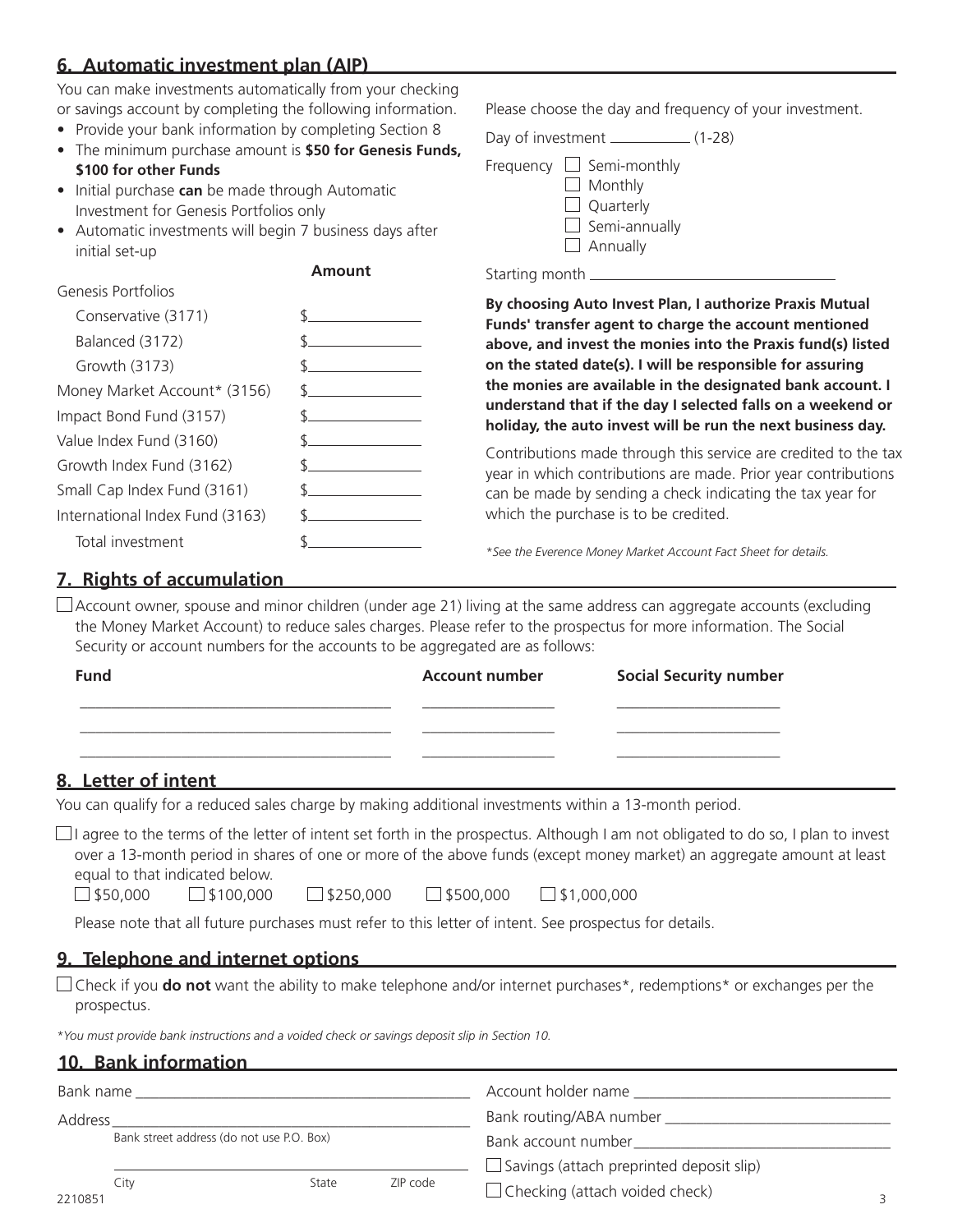## 6. Automatic investment plan (AIP)

You can make investments automatically from your checking or savings account by completing the following information.

- Provide your bank information by completing Section 8
- The minimum purchase amount is **$50 for Genesis Funds, $100 for other Funds**
- Initial purchase **can** be made through Automatic Investment for Genesis Portfolios only
- Automatic investments will begin 7 business days after initial set-up

| | **Amount** |
|---|---|
| Genesis Portfolios | |
| Conservative (3171) | $________ |
| Balanced (3172) | $________ |
| Growth (3173) | $________ |
| Money Market Account* (3156) | $________ |
| Impact Bond Fund (3157) | $________ |
| Value Index Fund (3160) | $________ |
| Growth Index Fund (3162) | $________ |
| Small Cap Index Fund (3161) | $________ |
| International Index Fund (3163) | $________ |
| Total investment | $________ |

Please choose the day and frequency of your investment.

Day of investment ________ (1-28)

Frequency
☐ Semi-monthly
☐ Monthly
☐ Quarterly
☐ Semi-annually
☐ Annually

Starting month ________________

**By choosing Auto Invest Plan, I authorize Praxis Mutual Funds' transfer agent to charge the account mentioned above, and invest the monies into the Praxis fund(s) listed on the stated date(s). I will be responsible for assuring the monies are available in the designated bank account. I understand that if the day I selected falls on a weekend or holiday, the auto invest will be run the next business day.**

Contributions made through this service are credited to the tax year in which contributions are made. Prior year contributions can be made by sending a check indicating the tax year for which the purchase is to be credited.

*\*See the Everence Money Market Account Fact Sheet for details.*

## 7. Rights of accumulation

☐ Account owner, spouse and minor children (under age 21) living at the same address can aggregate accounts (excluding the Money Market Account) to reduce sales charges. Please refer to the prospectus for more information. The Social Security or account numbers for the accounts to be aggregated are as follows:

| **Fund** | **Account number** | **Social Security number** |
|---|---|---|
| | | |
| | | |
| | | |

## 8. Letter of intent

You can qualify for a reduced sales charge by making additional investments within a 13-month period.

☐ I agree to the terms of the letter of intent set forth in the prospectus. Although I am not obligated to do so, I plan to invest over a 13-month period in shares of one or more of the above funds (except money market) an aggregate amount at least equal to that indicated below.

☐ $50,000 ☐ $100,000 ☐ $250,000 ☐ $500,000 ☐ $1,000,000

Please note that all future purchases must refer to this letter of intent. See prospectus for details.

## 9. Telephone and internet options

☐ Check if you **do not** want the ability to make telephone and/or internet purchases*, redemptions* or exchanges per the prospectus.

*\*You must provide bank instructions and a voided check or savings deposit slip in Section 10.*

## 10. Bank information

Bank name ________________________________

Address ________________________________
Bank street address (do not use P.O. box)

________________________________
City State ZIP code

Account holder name ________________________________

Bank routing/ABA number ________________________________

Bank account number ________________________________

☐ Savings (attach preprinted deposit slip)

☐ Checking (attach voided check)

2210851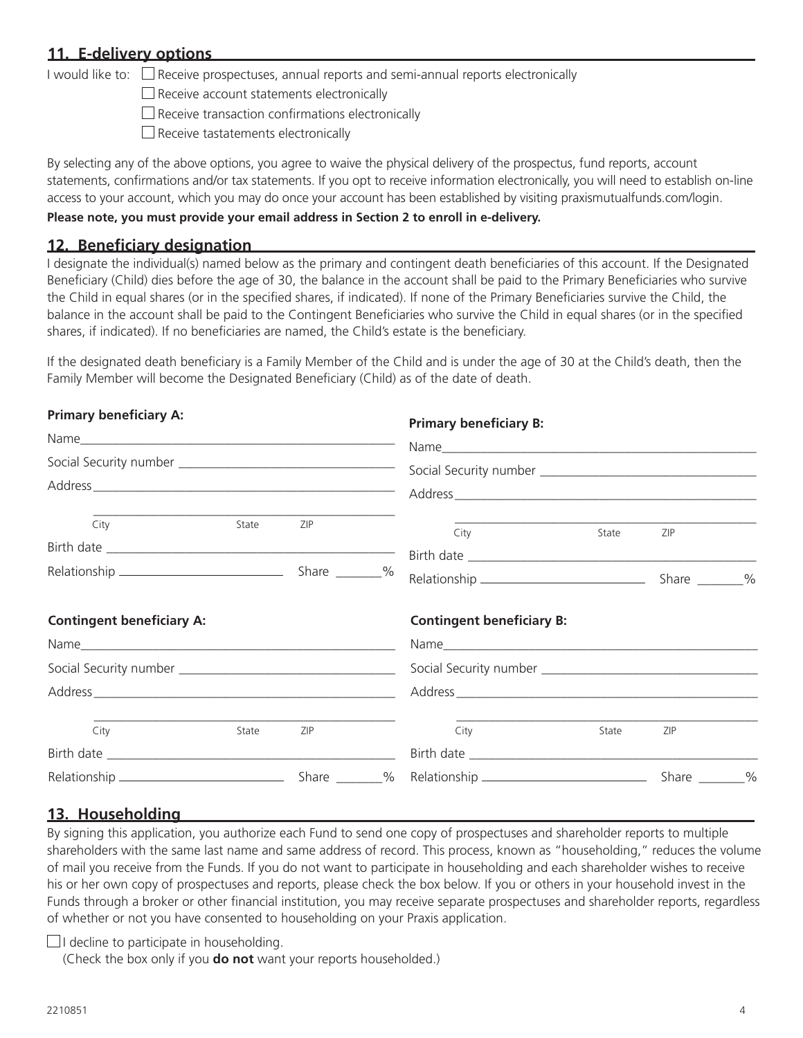## 11. E-delivery options

I would like to:

- ☐ Receive prospectuses, annual reports and semi-annual reports electronically
- ☐ Receive account statements electronically
- ☐ Receive transaction confirmations electronically
- ☐ Receive tastatements electronically

By selecting any of the above options, you agree to waive the physical delivery of the prospectus, fund reports, account statements, confirmations and/or tax statements. If you opt to receive information electronically, you will need to establish on-line access to your account, which you may do once your account has been established by visiting praxismutualfunds.com/login.

**Please note, you must provide your email address in Section 2 to enroll in e-delivery.**

## 12. Beneficiary designation

I designate the individual(s) named below as the primary and contingent death beneficiaries of this account. If the Designated Beneficiary (Child) dies before the age of 30, the balance in the account shall be paid to the Primary Beneficiaries who survive the Child in equal shares (or in the specified shares, if indicated). If none of the Primary Beneficiaries survive the Child, the balance in the account shall be paid to the Contingent Beneficiaries who survive the Child in equal shares (or in the specified shares, if indicated). If no beneficiaries are named, the Child's estate is the beneficiary.

If the designated death beneficiary is a Family Member of the Child and is under the age of 30 at the Child's death, then the Family Member will become the Designated Beneficiary (Child) as of the date of death.

**Primary beneficiary A:**

Name ____________________

Social Security number ____________________

Address ____________________

City ______ State ______ ZIP ______

Birth date ____________________

Relationship ____________________ Share _______%

**Primary beneficiary B:**

Name ____________________

Social Security number ____________________

Address ____________________

City ______ State ______ ZIP ______

Birth date ____________________

Relationship ____________________ Share _______%

**Contingent beneficiary A:**

Name ____________________

Social Security number ____________________

Address ____________________

City ______ State ______ ZIP ______

Birth date ____________________

Relationship ____________________ Share _______%

**Contingent beneficiary B:**

Name ____________________

Social Security number ____________________

Address ____________________

City ______ State ______ ZIP ______

Birth date ____________________

Relationship ____________________ Share _______%

## 13. Householding

By signing this application, you authorize each Fund to send one copy of prospectuses and shareholder reports to multiple shareholders with the same last name and same address of record. This process, known as "householding," reduces the volume of mail you receive from the Funds. If you do not want to participate in householding and each shareholder wishes to receive his or her own copy of prospectuses and reports, please check the box below. If you or others in your household invest in the Funds through a broker or other financial institution, you may receive separate prospectuses and shareholder reports, regardless of whether or not you have consented to householding on your Praxis application.

☐ I decline to participate in householding.
(Check the box only if you **do not** want your reports householded.)

2210851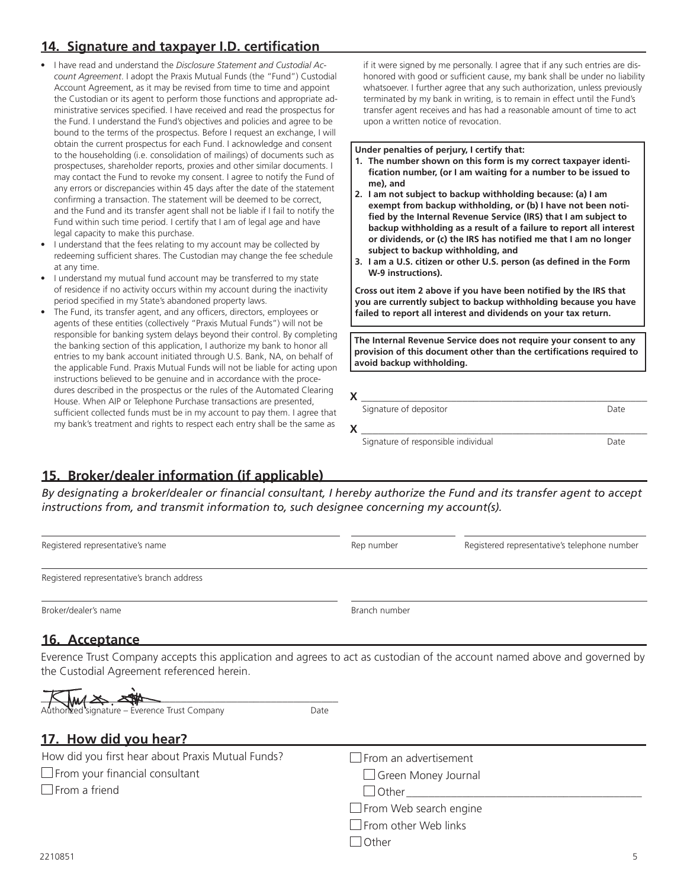## 14. Signature and taxpayer I.D. certification

- I have read and understand the *Disclosure Statement and Custodial Account Agreement*. I adopt the Praxis Mutual Funds (the "Fund") Custodial Account Agreement, as it may be revised from time to time and appoint the Custodian or its agent to perform those functions and appropriate administrative services specified. I have received and read the prospectus for the Fund. I understand the Fund's objectives and policies and agree to be bound to the terms of the prospectus. Before I request an exchange, I will obtain the current prospectus for each Fund. I acknowledge and consent to the householding (i.e. consolidation of mailings) of documents such as prospectuses, shareholder reports, proxies and other similar documents. I may contact the Fund to revoke my consent. I agree to notify the Fund of any errors or discrepancies within 45 days after the date of the statement confirming a transaction. The statement will be deemed to be correct, and the Fund and its transfer agent shall not be liable if I fail to notify the Fund within such time period. I certify that I am of legal age and have legal capacity to make this purchase.
- I understand that the fees relating to my account may be collected by redeeming sufficient shares. The Custodian may change the fee schedule at any time.
- I understand my mutual fund account may be transferred to my state of residence if no activity occurs within my account during the inactivity period specified in my State's abandoned property laws.
- The Fund, its transfer agent, and any officers, directors, employees or agents of these entities (collectively "Praxis Mutual Funds") will not be responsible for banking system delays beyond their control. By completing the banking section of this application, I authorize my bank to honor all entries to my bank account initiated through U.S. Bank, NA, on behalf of the applicable Fund. Praxis Mutual Funds will not be liable for acting upon instructions believed to be genuine and in accordance with the procedures described in the prospectus or the rules of the Automated Clearing House. When AIP or Telephone Purchase transactions are presented, sufficient collected funds must be in my account to pay them. I agree that my bank's treatment and rights to respect each entry shall be the same as if it were signed by me personally. I agree that if any such entries are dishonored with good or sufficient cause, my bank shall be under no liability whatsoever. I further agree that any such authorization, unless previously terminated by my bank in writing, is to remain in effect until the Fund's transfer agent receives and has had a reasonable amount of time to act upon a written notice of revocation.

**Under penalties of perjury, I certify that:**

1. **The number shown on this form is my correct taxpayer identification number, (or I am waiting for a number to be issued to me), and**
2. **I am not subject to backup withholding because: (a) I am exempt from backup withholding, or (b) I have not been notified by the Internal Revenue Service (IRS) that I am subject to backup withholding as a result of a failure to report all interest or dividends, or (c) the IRS has notified me that I am no longer subject to backup withholding, and**
3. **I am a U.S. citizen or other U.S. person (as defined in the Form W-9 instructions).**

**Cross out item 2 above if you have been notified by the IRS that you are currently subject to backup withholding because you have failed to report all interest and dividends on your tax return.**

**The Internal Revenue Service does not require your consent to any provision of this document other than the certifications required to avoid backup withholding.**

X ______________________________
Signature of depositor — Date

X ______________________________
Signature of responsible individual — Date

## 15. Broker/dealer information (if applicable)

*By designating a broker/dealer or financial consultant, I hereby authorize the Fund and its transfer agent to accept instructions from, and transmit information to, such designee concerning my account(s).*

Registered representative's name ______ Rep number ______ Registered representative's telephone number ______

Registered representative's branch address ______

Broker/dealer's name ______ Branch number ______

## 16. Acceptance

Everence Trust Company accepts this application and agrees to act as custodian of the account named above and governed by the Custodial Agreement referenced herein.

Authorized signature – Everence Trust Company — Date

## 17. How did you hear?

How did you first hear about Praxis Mutual Funds?

- ☐ From your financial consultant
- ☐ From a friend
- ☐ From an advertisement
  - ☐ Green Money Journal
  - ☐ Other ______
- ☐ From Web search engine
- ☐ From other Web links
- ☐ Other

2210851